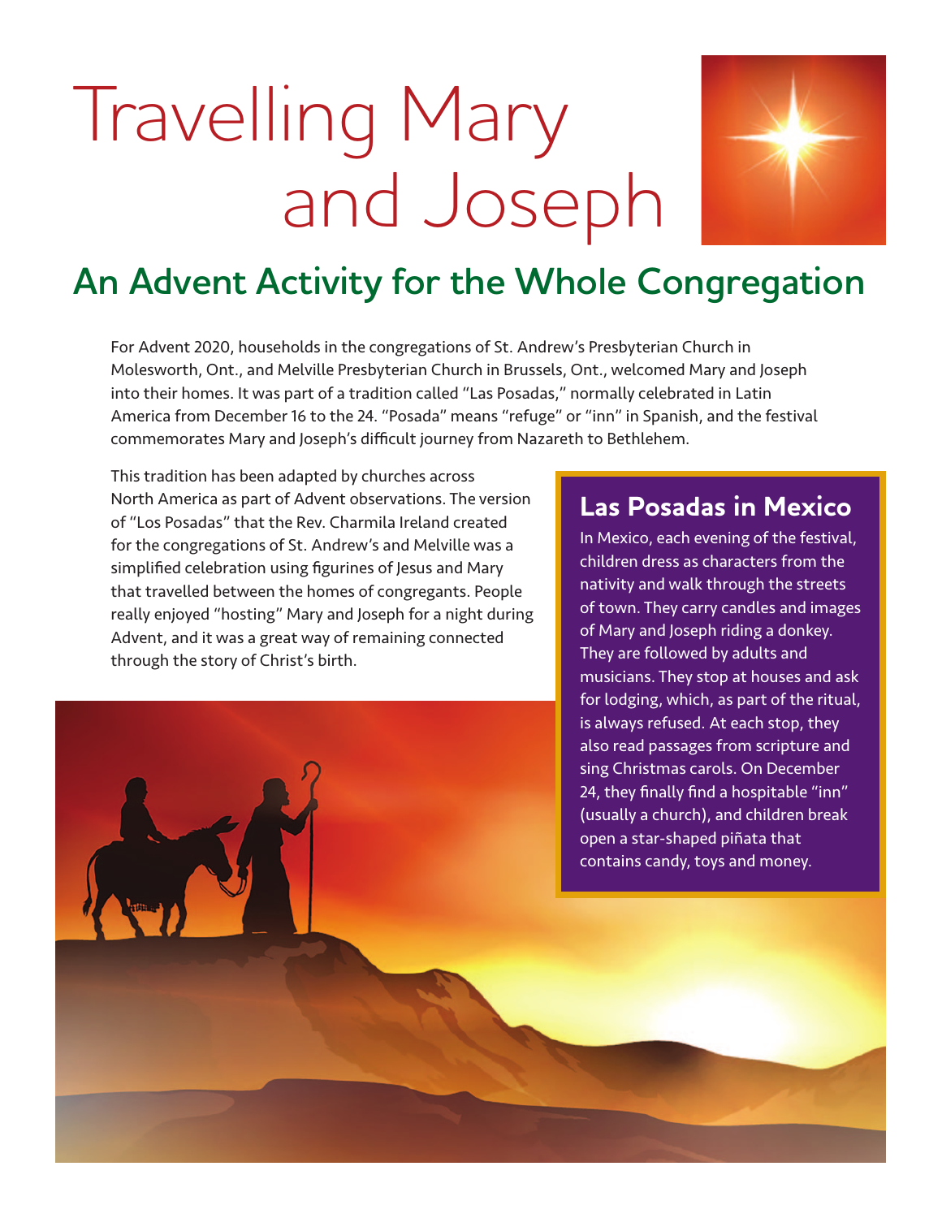# Travelling Mary and Joseph

## An Advent Activity for the Whole Congregation

For Advent 2020, households in the congregations of St. Andrew's Presbyterian Church in Molesworth, Ont., and Melville Presbyterian Church in Brussels, Ont., welcomed Mary and Joseph into their homes. It was part of a tradition called "Las Posadas," normally celebrated in Latin America from December 16 to the 24. "Posada" means "refuge" or "inn" in Spanish, and the festival commemorates Mary and Joseph's difficult journey from Nazareth to Bethlehem.

This tradition has been adapted by churches across North America as part of Advent observations. The version of "Los Posadas" that the Rev. Charmila Ireland created for the congregations of St. Andrew's and Melville was a simplified celebration using figurines of Jesus and Mary that travelled between the homes of congregants. People really enjoyed "hosting" Mary and Joseph for a night during Advent, and it was a great way of remaining connected through the story of Christ's birth.

### Las Posadas in Mexico

In Mexico, each evening of the festival, children dress as characters from the nativity and walk through the streets of town. They carry candles and images of Mary and Joseph riding a donkey. They are followed by adults and musicians. They stop at houses and ask for lodging, which, as part of the ritual, is always refused. At each stop, they also read passages from scripture and sing Christmas carols. On December 24, they finally find a hospitable "inn" (usually a church), and children break open a star-shaped piñata that contains candy, toys and money.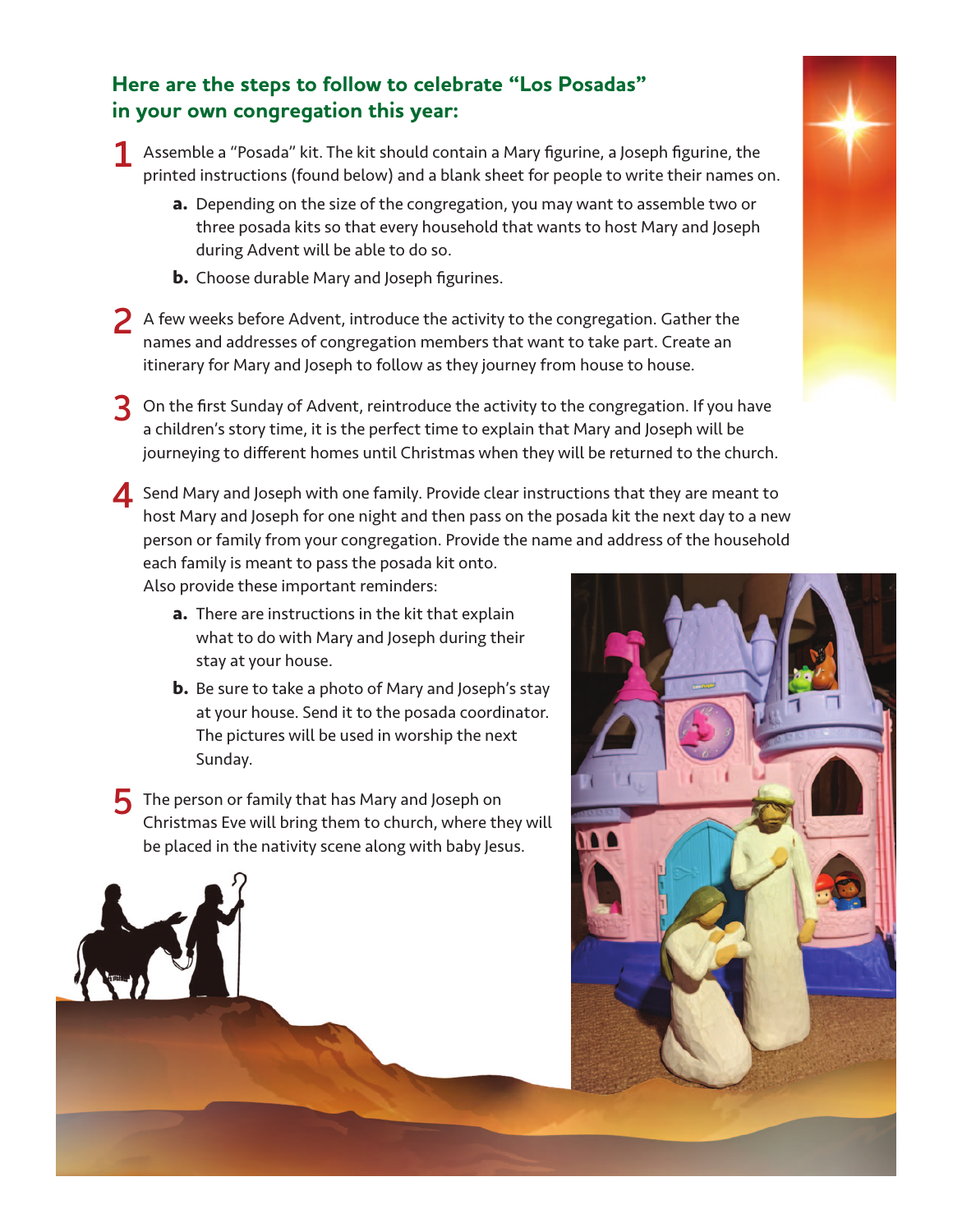## Here are the steps to follow to celebrate "Los Posadas" in your own congregation this year:

1. Assemble a "Posada" kit. The kit should contain a Mary figurine, a Joseph figurine, the printed instructions (found below) and a blank sheet for people to write their names on.
   - **a.** Depending on the size of the congregation, you may want to assemble two or three posada kits so that every household that wants to host Mary and Joseph during Advent will be able to do so.
   - **b.** Choose durable Mary and Joseph figurines.

2. A few weeks before Advent, introduce the activity to the congregation. Gather the names and addresses of congregation members that want to take part. Create an itinerary for Mary and Joseph to follow as they journey from house to house.

3. On the first Sunday of Advent, reintroduce the activity to the congregation. If you have a children's story time, it is the perfect time to explain that Mary and Joseph will be journeying to different homes until Christmas when they will be returned to the church.

4. Send Mary and Joseph with one family. Provide clear instructions that they are meant to host Mary and Joseph for one night and then pass on the posada kit the next day to a new person or family from your congregation. Provide the name and address of the household each family is meant to pass the posada kit onto. Also provide these important reminders:
   - **a.** There are instructions in the kit that explain what to do with Mary and Joseph during their stay at your house.
   - **b.** Be sure to take a photo of Mary and Joseph's stay at your house. Send it to the posada coordinator. The pictures will be used in worship the next Sunday.

5. The person or family that has Mary and Joseph on Christmas Eve will bring them to church, where they will be placed in the nativity scene along with baby Jesus.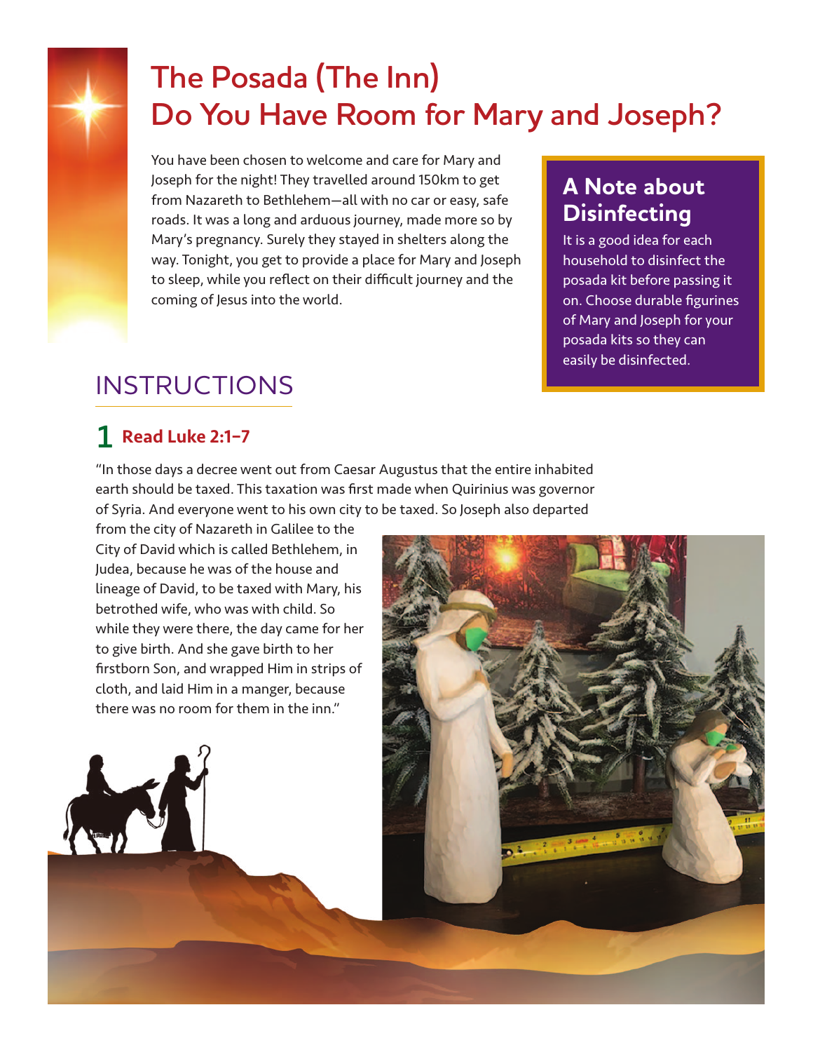# The Posada (The Inn)
# Do You Have Room for Mary and Joseph?

You have been chosen to welcome and care for Mary and Joseph for the night! They travelled around 150km to get from Nazareth to Bethlehem—all with no car or easy, safe roads. It was a long and arduous journey, made more so by Mary's pregnancy. Surely they stayed in shelters along the way. Tonight, you get to provide a place for Mary and Joseph to sleep, while you reflect on their difficult journey and the coming of Jesus into the world.

### A Note about Disinfecting

It is a good idea for each household to disinfect the posada kit before passing it on. Choose durable figurines of Mary and Joseph for your posada kits so they can easily be disinfected.

## INSTRUCTIONS

### 1 Read Luke 2:1–7

"In those days a decree went out from Caesar Augustus that the entire inhabited earth should be taxed. This taxation was first made when Quirinius was governor of Syria. And everyone went to his own city to be taxed. So Joseph also departed from the city of Nazareth in Galilee to the City of David which is called Bethlehem, in Judea, because he was of the house and lineage of David, to be taxed with Mary, his betrothed wife, who was with child. So while they were there, the day came for her to give birth. And she gave birth to her firstborn Son, and wrapped Him in strips of cloth, and laid Him in a manger, because there was no room for them in the inn."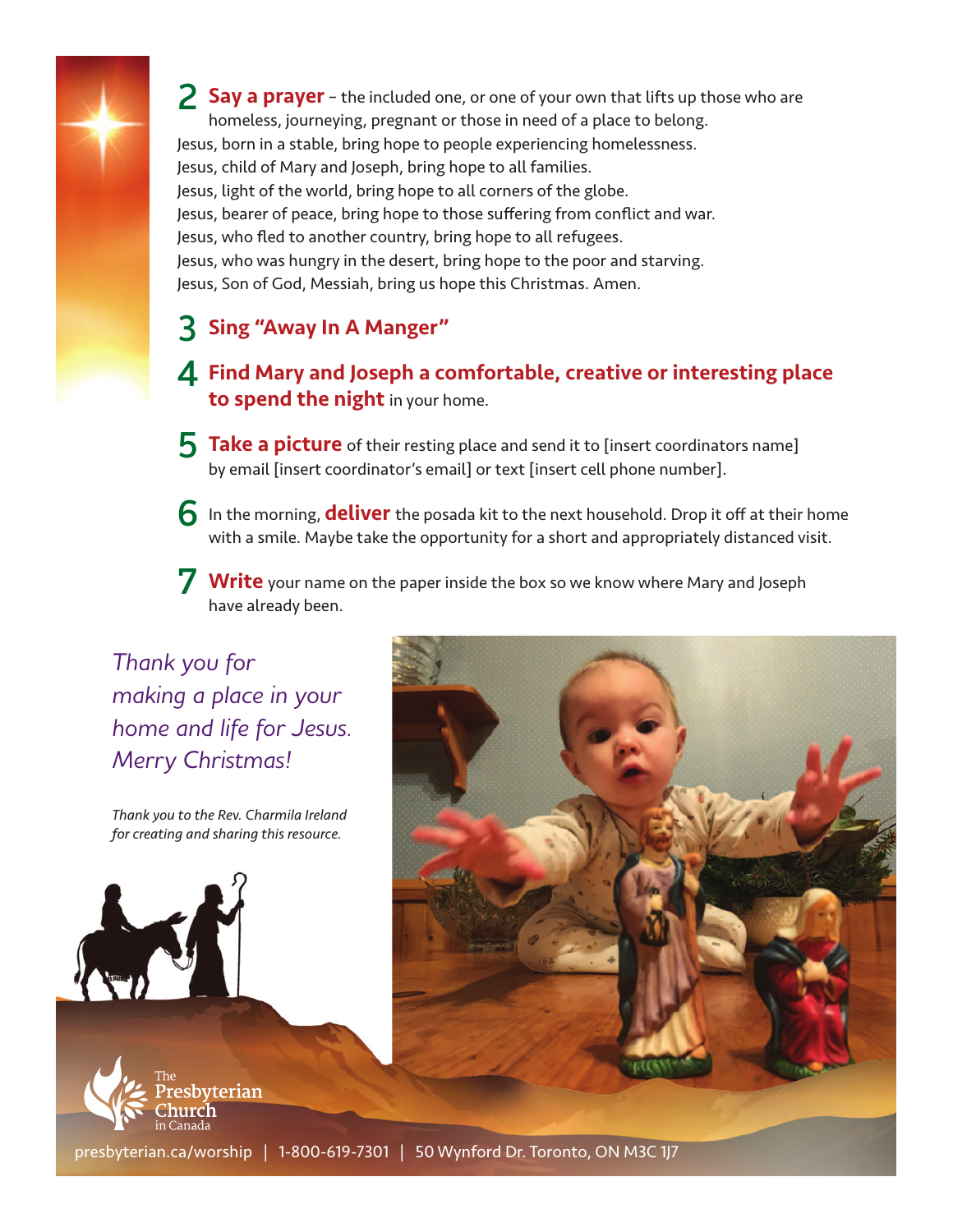**2 Say a prayer** – the included one, or one of your own that lifts up those who are homeless, journeying, pregnant or those in need of a place to belong.

Jesus, born in a stable, bring hope to people experiencing homelessness.
Jesus, child of Mary and Joseph, bring hope to all families.
Jesus, light of the world, bring hope to all corners of the globe.
Jesus, bearer of peace, bring hope to those suffering from conflict and war.
Jesus, who fled to another country, bring hope to all refugees.
Jesus, who was hungry in the desert, bring hope to the poor and starving.
Jesus, Son of God, Messiah, bring us hope this Christmas. Amen.

**3 Sing "Away In A Manger"**

**4 Find Mary and Joseph a comfortable, creative or interesting place to spend the night** in your home.

**5 Take a picture** of their resting place and send it to [insert coordinators name] by email [insert coordinator's email] or text [insert cell phone number].

**6** In the morning, **deliver** the posada kit to the next household. Drop it off at their home with a smile. Maybe take the opportunity for a short and appropriately distanced visit.

**7 Write** your name on the paper inside the box so we know where Mary and Joseph have already been.

*Thank you for making a place in your home and life for Jesus. Merry Christmas!*

*Thank you to the Rev. Charmila Ireland for creating and sharing this resource.*

The Presbyterian Church in Canada

presbyterian.ca/worship | 1-800-619-7301 | 50 Wynford Dr. Toronto, ON M3C 1J7